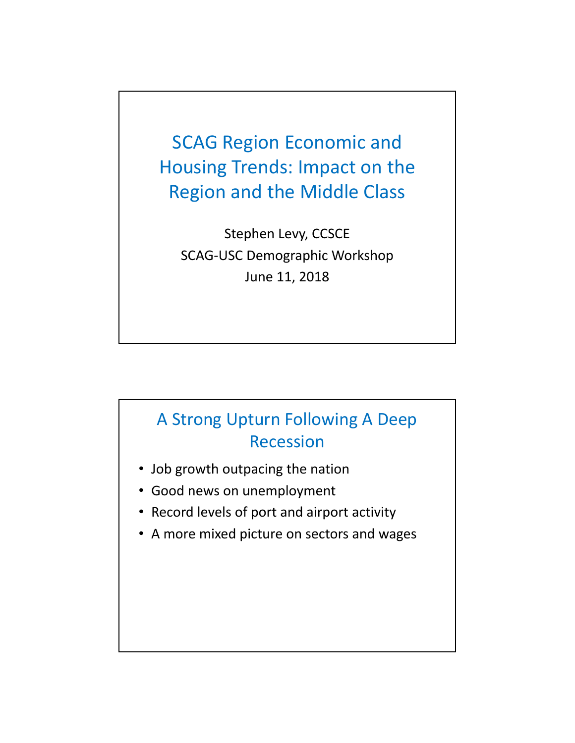# SCAG Region Economic and Housing Trends: Impact on the Region and the Middle Class

Stephen Levy, CCSCE

SCAG-USC Demographic Workshop

June 11, 2018

## A Strong Upturn Following A Deep Recession

- Job growth outpacing the nation
- Good news on unemployment
- Record levels of port and airport activity
- A more mixed picture on sectors and wages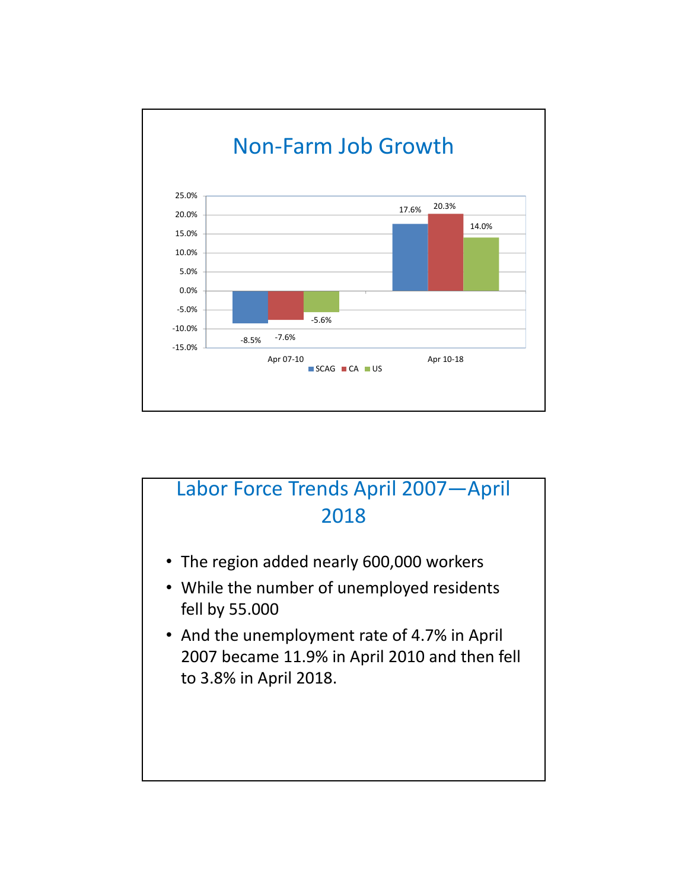# Non-Farm Job Growth

| | SCAG | CA | US |
|---|---|---|---|
| Apr 07-10 | -8.5% | -7.6% | -5.6% |
| Apr 10-18 | 17.6% | 20.3% | 14.0% |

# Labor Force Trends April 2007—April 2018

- The region added nearly 600,000 workers
- While the number of unemployed residents fell by 55.000
- And the unemployment rate of 4.7% in April 2007 became 11.9% in April 2010 and then fell to 3.8% in April 2018.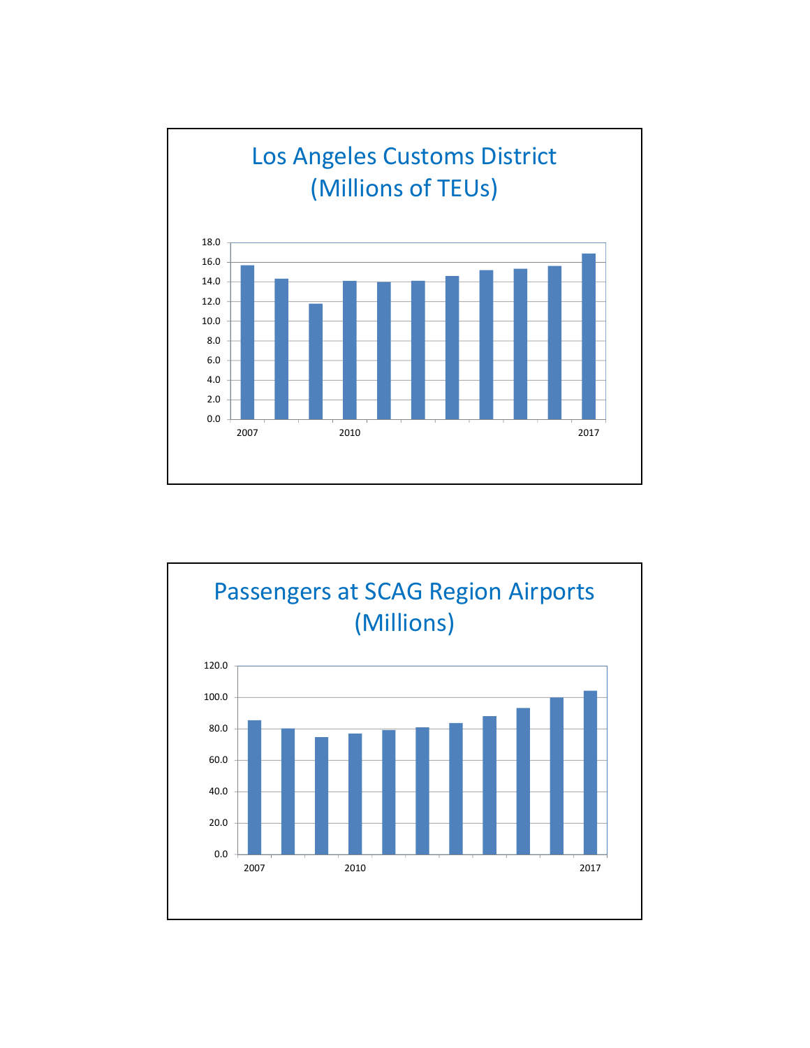## Los Angeles Customs District (Millions of TEUs)

18.0
16.0
14.0
12.0
10.0
8.0
6.0
4.0
2.0
0.0

2007 2010 2017

## Passengers at SCAG Region Airports (Millions)

120.0
100.0
80.0
60.0
40.0
20.0
0.0

2007 2010 2017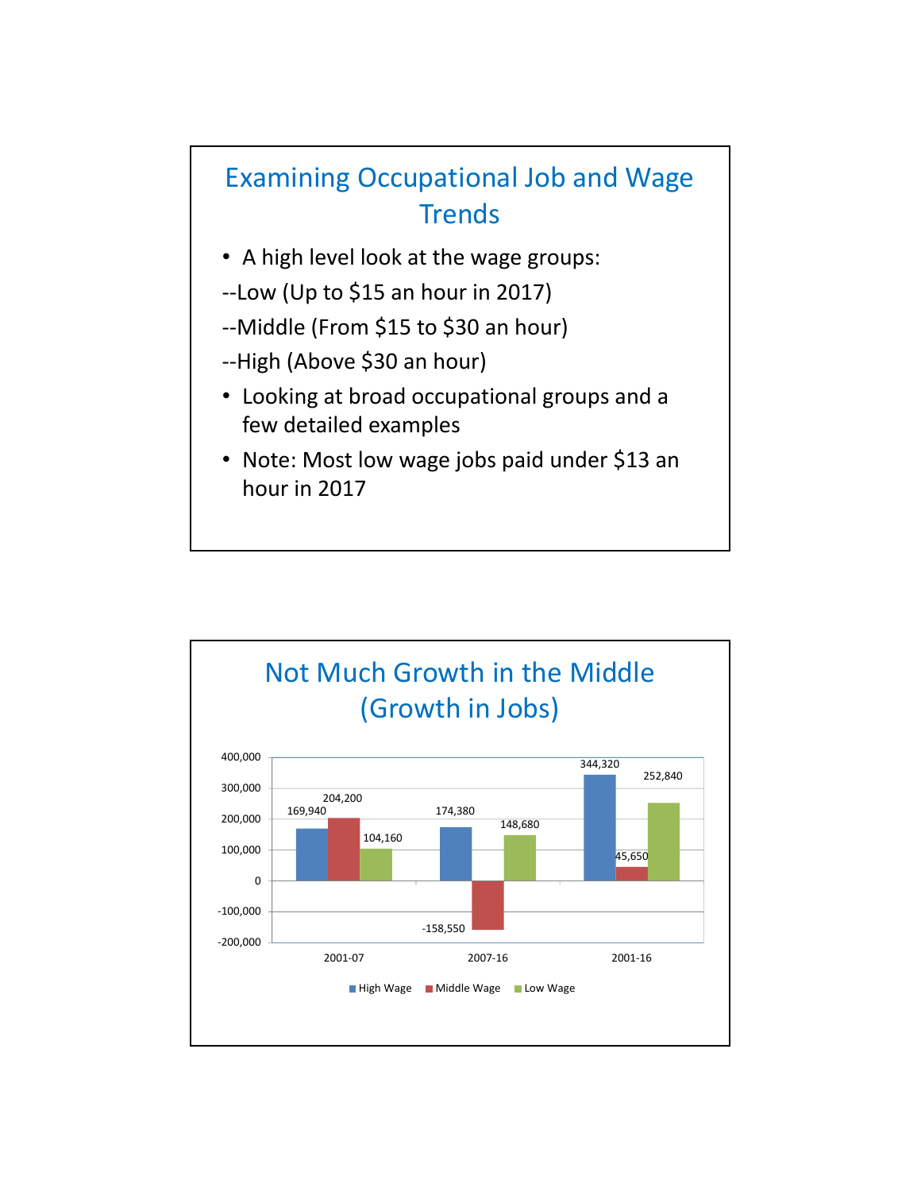## Examining Occupational Job and Wage Trends

- A high level look at the wage groups:

--Low (Up to $15 an hour in 2017)

--Middle (From $15 to $30 an hour)

--High (Above $30 an hour)

- Looking at broad occupational groups and a few detailed examples
- Note: Most low wage jobs paid under $13 an hour in 2017

## Not Much Growth in the Middle (Growth in Jobs)

| | High Wage | Middle Wage | Low Wage |
|---|---|---|---|
| 2001-07 | 169,940 | 204,200 | 104,160 |
| 2007-16 | 174,380 | -158,550 | 148,680 |
| 2001-16 | 344,320 | 45,650 | 252,840 |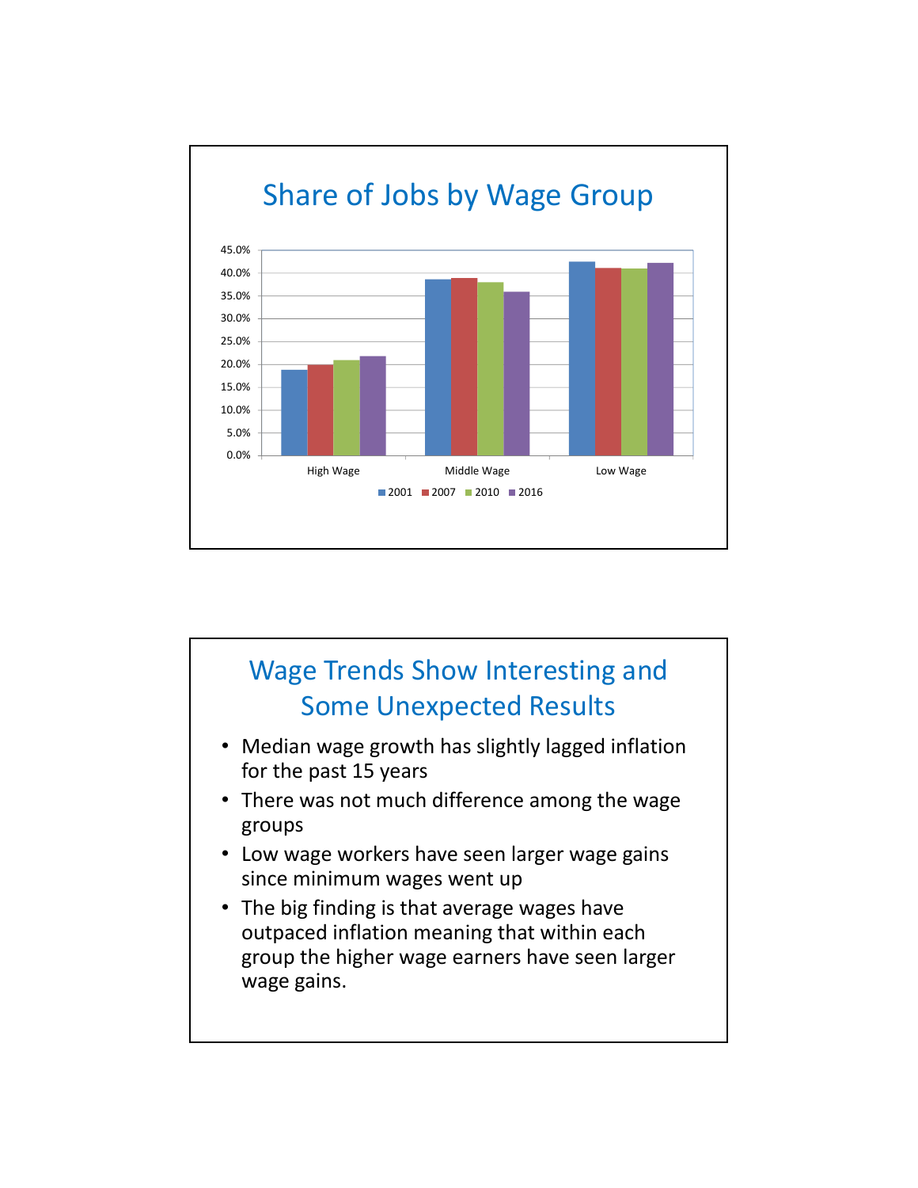## Share of Jobs by Wage Group

45.0%
40.0%
35.0%
30.0%
25.0%
20.0%
15.0%
10.0%
5.0%
0.0%

High Wage | Middle Wage | Low Wage

2001 | 2007 | 2010 | 2016

## Wage Trends Show Interesting and Some Unexpected Results

- Median wage growth has slightly lagged inflation for the past 15 years
- There was not much difference among the wage groups
- Low wage workers have seen larger wage gains since minimum wages went up
- The big finding is that average wages have outpaced inflation meaning that within each group the higher wage earners have seen larger wage gains.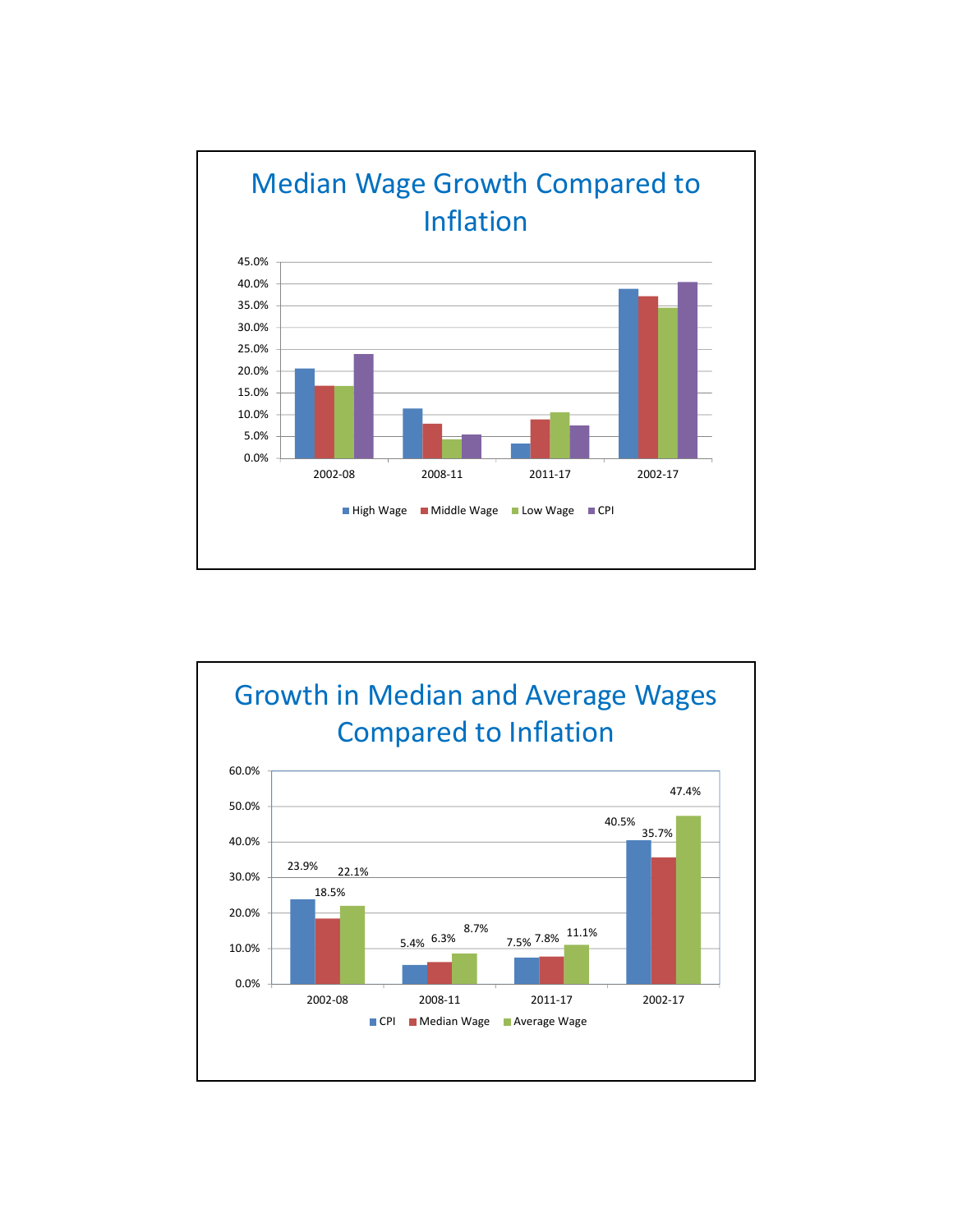## Median Wage Growth Compared to Inflation

| | High Wage | Middle Wage | Low Wage | CPI |
|---|---|---|---|---|
| 2002-08 | | | | |
| 2008-11 | | | | |
| 2011-17 | | | | |
| 2002-17 | | | | |

## Growth in Median and Average Wages Compared to Inflation

| | CPI | Median Wage | Average Wage |
|---|---|---|---|
| 2002-08 | 23.9% | 18.5% | 22.1% |
| 2008-11 | 5.4% | 6.3% | 8.7% |
| 2011-17 | 7.5% | 7.8% | 11.1% |
| 2002-17 | 40.5% | 35.7% | 47.4% |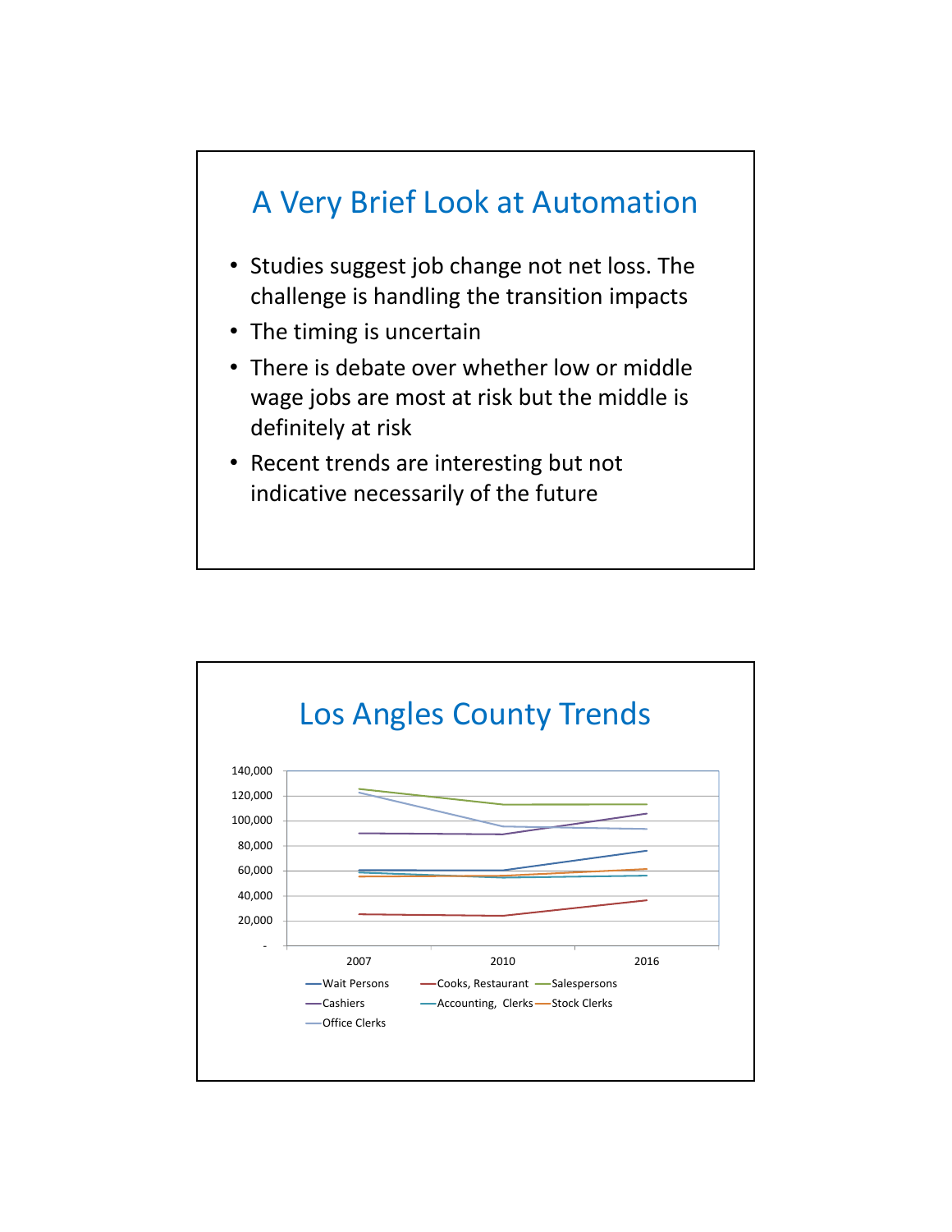## A Very Brief Look at Automation

- Studies suggest job change not net loss. The challenge is handling the transition impacts
- The timing is uncertain
- There is debate over whether low or middle wage jobs are most at risk but the middle is definitely at risk
- Recent trends are interesting but not indicative necessarily of the future

## Los Angles County Trends

140,000
120,000
100,000
80,000
60,000
40,000
20,000
-

2007 2010 2016

Wait Persons, Cooks, Restaurant, Salespersons, Cashiers, Accounting, Clerks, Stock Clerks, Office Clerks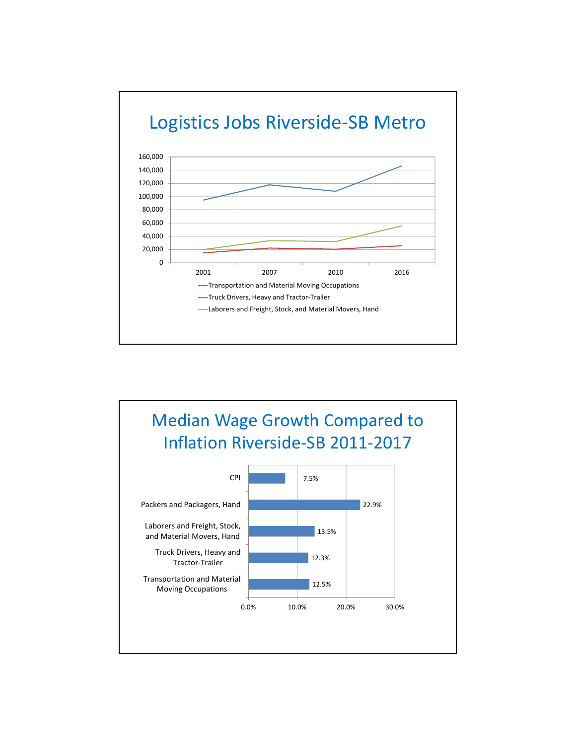# Logistics Jobs Riverside-SB Metro

160,000
140,000
120,000
100,000
80,000
60,000
40,000
20,000
0

2001 2007 2010 2016

- Transportation and Material Moving Occupations
- Truck Drivers, Heavy and Tractor-Trailer
- Laborers and Freight, Stock, and Material Movers, Hand

# Median Wage Growth Compared to Inflation Riverside-SB 2011-2017

| Category | Growth |
| --- | --- |
| CPI | 7.5% |
| Packers and Packagers, Hand | 22.9% |
| Laborers and Freight, Stock, and Material Movers, Hand | 13.5% |
| Truck Drivers, Heavy and Tractor-Trailer | 12.3% |
| Transportation and Material Moving Occupations | 12.5% |

0.0% 10.0% 20.0% 30.0%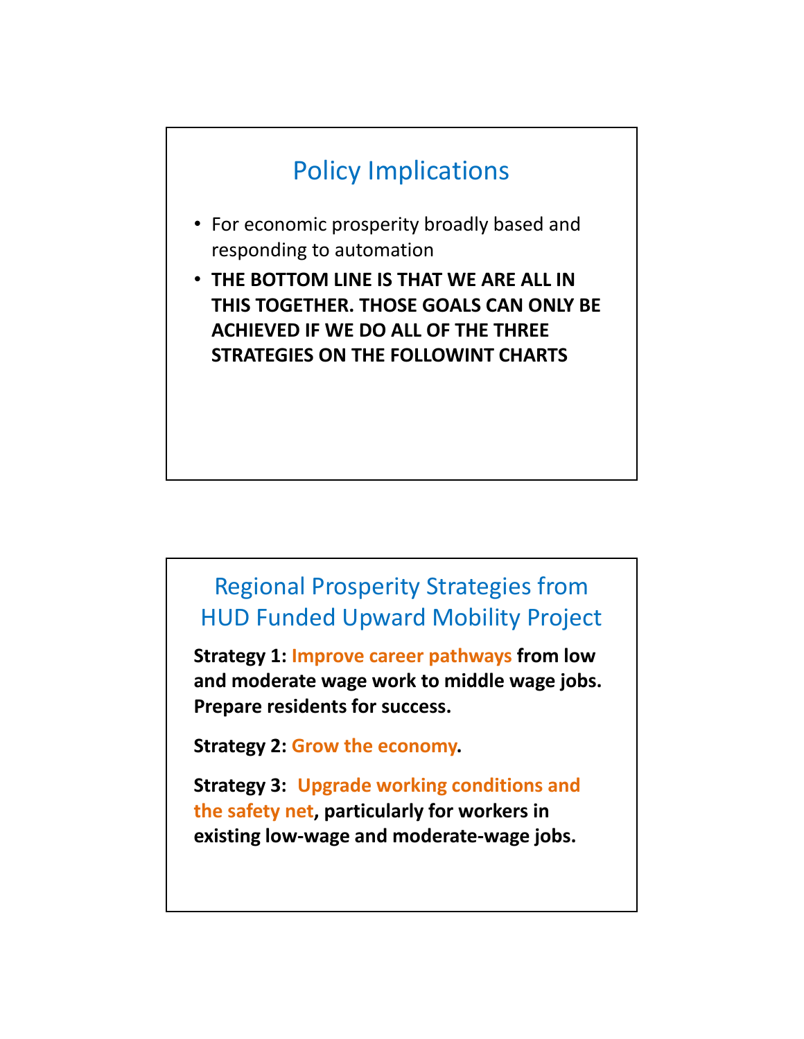## Policy Implications

- For economic prosperity broadly based and responding to automation
- **THE BOTTOM LINE IS THAT WE ARE ALL IN THIS TOGETHER. THOSE GOALS CAN ONLY BE ACHIEVED IF WE DO ALL OF THE THREE STRATEGIES ON THE FOLLOWINT CHARTS**

## Regional Prosperity Strategies from HUD Funded Upward Mobility Project

**Strategy 1: Improve career pathways from low and moderate wage work to middle wage jobs. Prepare residents for success.**

**Strategy 2: Grow the economy.**

**Strategy 3: Upgrade working conditions and the safety net, particularly for workers in existing low-wage and moderate-wage jobs.**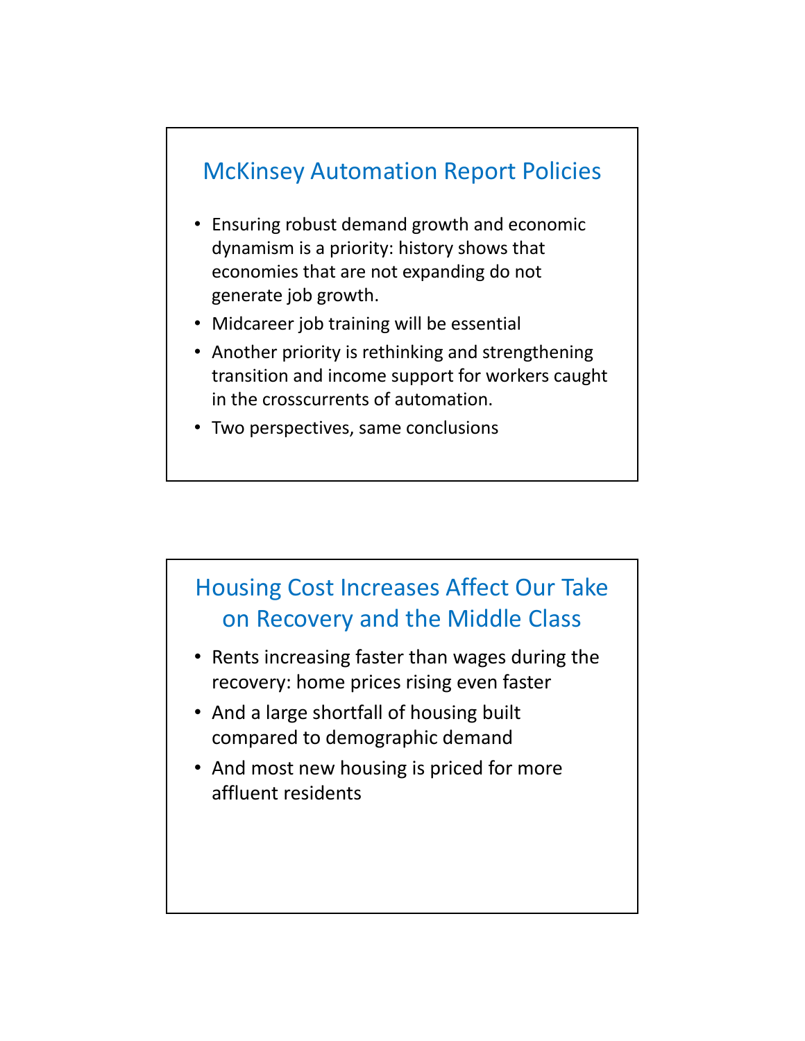## McKinsey Automation Report Policies

- Ensuring robust demand growth and economic dynamism is a priority: history shows that economies that are not expanding do not generate job growth.
- Midcareer job training will be essential
- Another priority is rethinking and strengthening transition and income support for workers caught in the crosscurrents of automation.
- Two perspectives, same conclusions

## Housing Cost Increases Affect Our Take on Recovery and the Middle Class

- Rents increasing faster than wages during the recovery: home prices rising even faster
- And a large shortfall of housing built compared to demographic demand
- And most new housing is priced for more affluent residents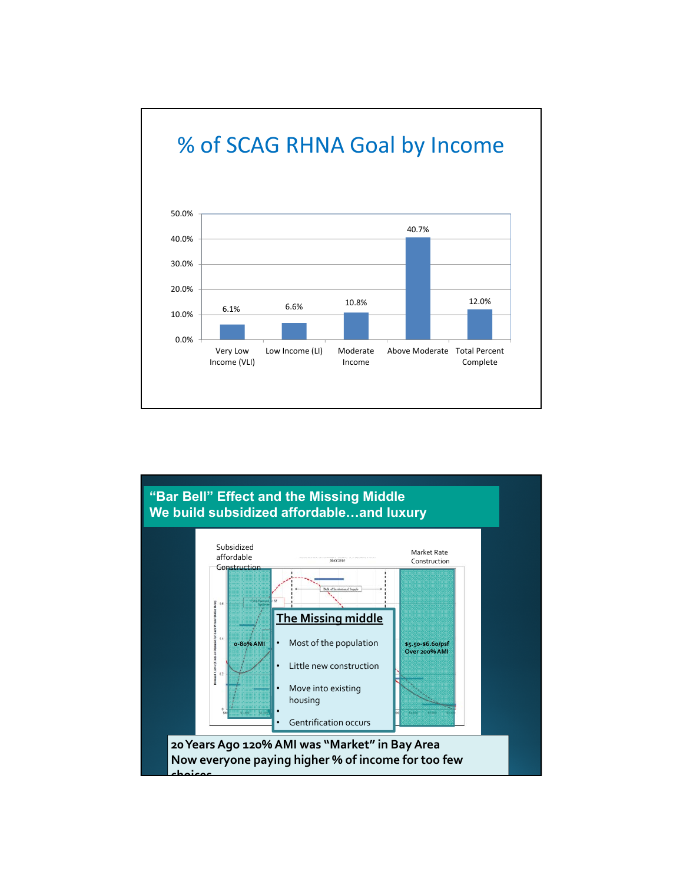## % of SCAG RHNA Goal by Income

| Category | % |
|---|---|
| Very Low Income (VLI) | 6.1% |
| Low Income (LI) | 6.6% |
| Moderate Income | 10.8% |
| Above Moderate | 40.7% |
| Total Percent Complete | 12.0% |

## "Bar Bell" Effect and the Missing Middle
## We build subsidized affordable…and luxury

Subsidized affordable Construction

0-80% AMI

Market Rate Construction

$5.50-$6.60/psf Over 200% AMI

**The Missing middle**

- Most of the population
- Little new construction
- Move into existing housing
- Gentrification occurs

**20 Years Ago 120% AMI was "Market" in Bay Area**
**Now everyone paying higher % of income for too few choices**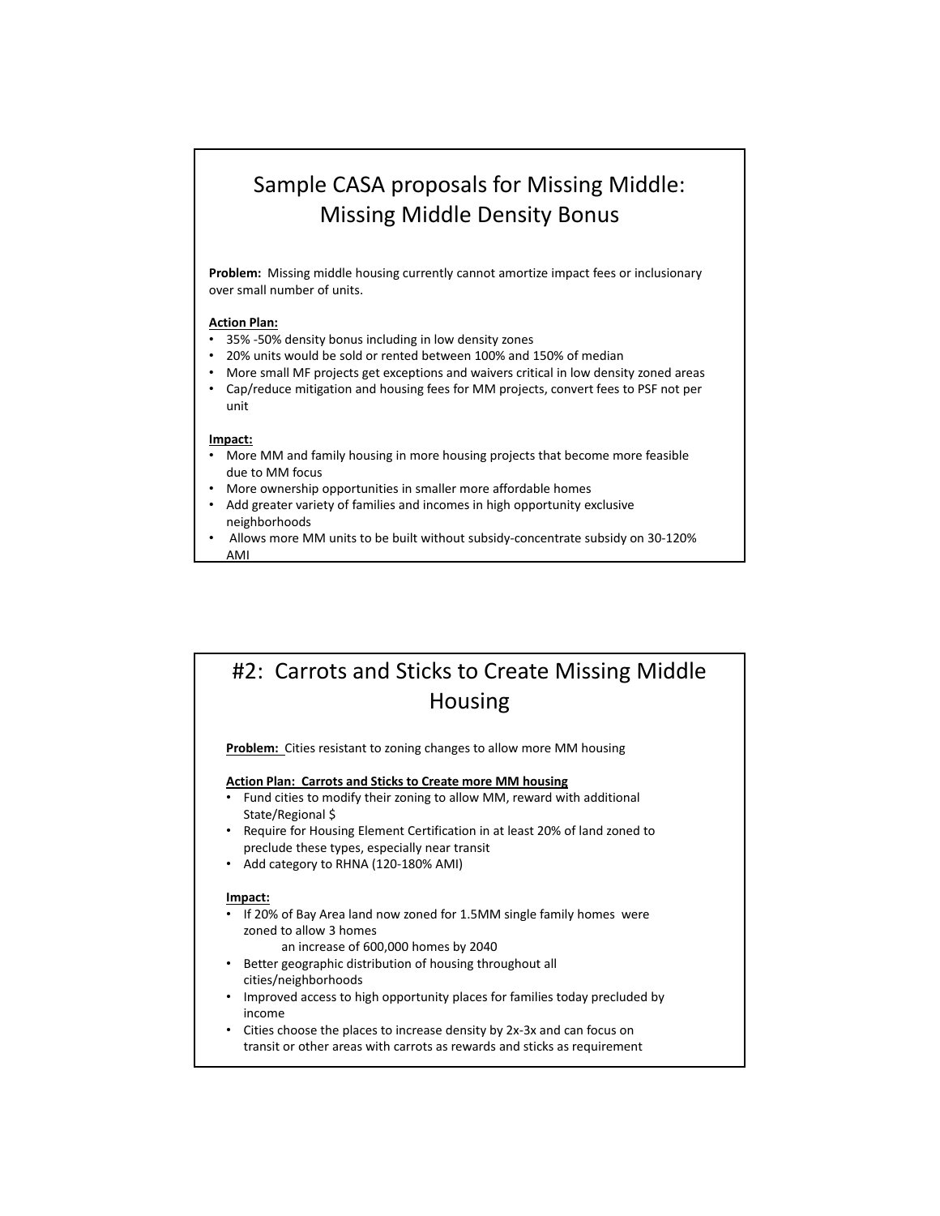## Sample CASA proposals for Missing Middle: Missing Middle Density Bonus

**Problem:** Missing middle housing currently cannot amortize impact fees or inclusionary over small number of units.

**Action Plan:**

- 35% -50% density bonus including in low density zones
- 20% units would be sold or rented between 100% and 150% of median
- More small MF projects get exceptions and waivers critical in low density zoned areas
- Cap/reduce mitigation and housing fees for MM projects, convert fees to PSF not per unit

**Impact:**

- More MM and family housing in more housing projects that become more feasible due to MM focus
- More ownership opportunities in smaller more affordable homes
- Add greater variety of families and incomes in high opportunity exclusive neighborhoods
- Allows more MM units to be built without subsidy-concentrate subsidy on 30-120% AMI

## #2: Carrots and Sticks to Create Missing Middle Housing

**Problem:** Cities resistant to zoning changes to allow more MM housing

**Action Plan: Carrots and Sticks to Create more MM housing**

- Fund cities to modify their zoning to allow MM, reward with additional State/Regional $
- Require for Housing Element Certification in at least 20% of land zoned to preclude these types, especially near transit
- Add category to RHNA (120-180% AMI)

**Impact:**

- If 20% of Bay Area land now zoned for 1.5MM single family homes were zoned to allow 3 homes
  an increase of 600,000 homes by 2040
- Better geographic distribution of housing throughout all cities/neighborhoods
- Improved access to high opportunity places for families today precluded by income
- Cities choose the places to increase density by 2x-3x and can focus on transit or other areas with carrots as rewards and sticks as requirement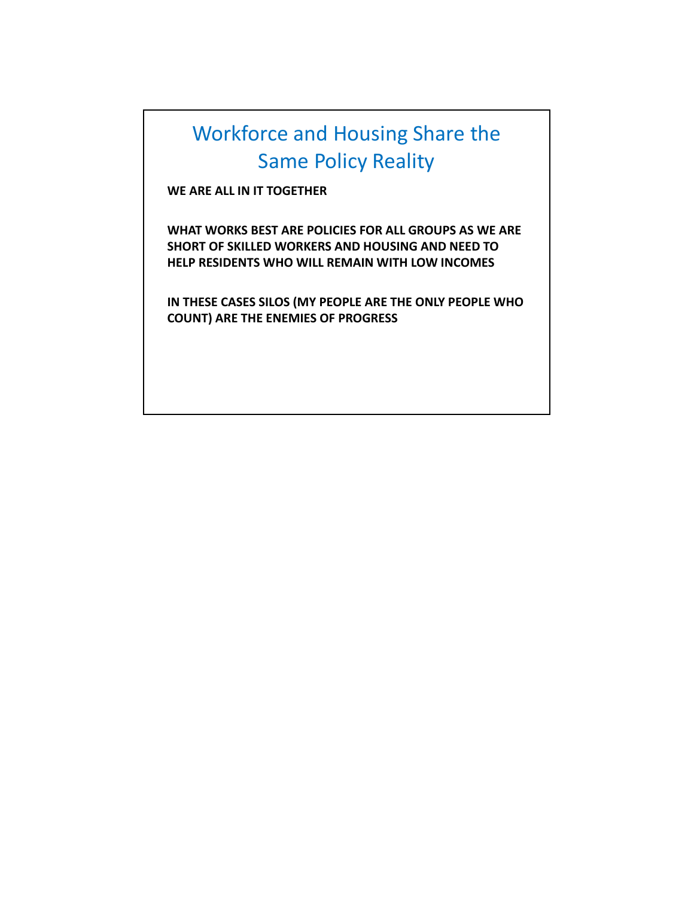# Workforce and Housing Share the Same Policy Reality

**WE ARE ALL IN IT TOGETHER**

**WHAT WORKS BEST ARE POLICIES FOR ALL GROUPS AS WE ARE SHORT OF SKILLED WORKERS AND HOUSING AND NEED TO HELP RESIDENTS WHO WILL REMAIN WITH LOW INCOMES**

**IN THESE CASES SILOS (MY PEOPLE ARE THE ONLY PEOPLE WHO COUNT) ARE THE ENEMIES OF PROGRESS**